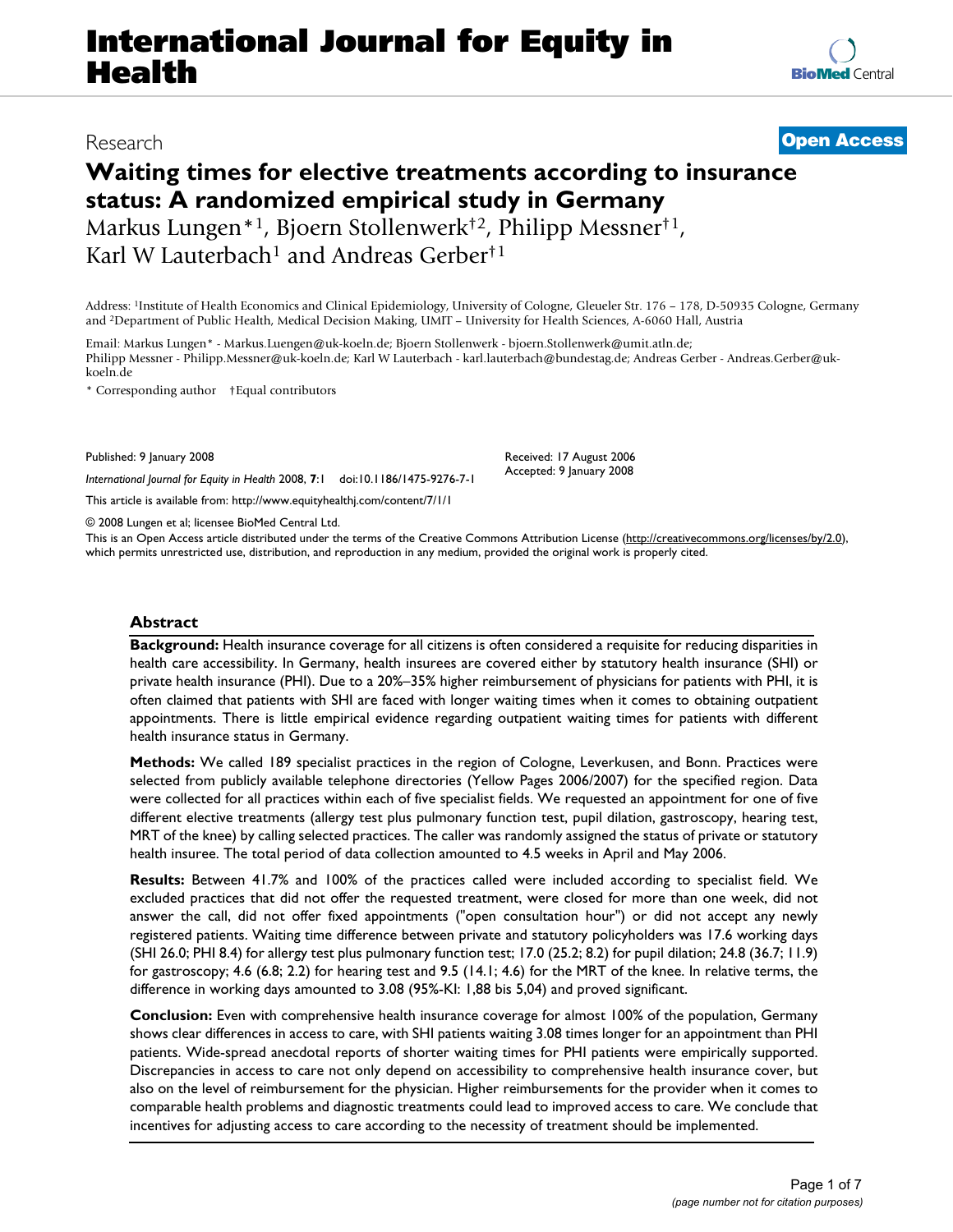# International Journal for Equity in Health

Research

**Open Access**

# Waiting times for elective treatments according to insurance status: A randomized empirical study in Germany

Markus Lungen*[1], Bjoern Stollenwerk†[2], Philipp Messner†[1], Karl W Lauterbach[1] and Andreas Gerber†[1]

Address: [1]Institute of Health Economics and Clinical Epidemiology, University of Cologne, Gleueler Str. 176 – 178, D-50935 Cologne, Germany and [2]Department of Public Health, Medical Decision Making, UMIT – University for Health Sciences, A-6060 Hall, Austria

Email: Markus Lungen* - Markus.Luengen@uk-koeln.de; Bjoern Stollenwerk - bjoern.Stollenwerk@umit.atln.de; Philipp Messner - Philipp.Messner@uk-koeln.de; Karl W Lauterbach - karl.lauterbach@bundestag.de; Andreas Gerber - Andreas.Gerber@uk-koeln.de

\* Corresponding author †Equal contributors

Published: 9 January 2008

*International Journal for Equity in Health* 2008, **7**:1 doi:10.1186/1475-9276-7-1

Received: 17 August 2006
Accepted: 9 January 2008

This article is available from: http://www.equityhealthj.com/content/7/1/1

© 2008 Lungen et al; licensee BioMed Central Ltd.

This is an Open Access article distributed under the terms of the Creative Commons Attribution License (http://creativecommons.org/licenses/by/2.0), which permits unrestricted use, distribution, and reproduction in any medium, provided the original work is properly cited.

## Abstract

**Background:** Health insurance coverage for all citizens is often considered a requisite for reducing disparities in health care accessibility. In Germany, health insurees are covered either by statutory health insurance (SHI) or private health insurance (PHI). Due to a 20%–35% higher reimbursement of physicians for patients with PHI, it is often claimed that patients with SHI are faced with longer waiting times when it comes to obtaining outpatient appointments. There is little empirical evidence regarding outpatient waiting times for patients with different health insurance status in Germany.

**Methods:** We called 189 specialist practices in the region of Cologne, Leverkusen, and Bonn. Practices were selected from publicly available telephone directories (Yellow Pages 2006/2007) for the specified region. Data were collected for all practices within each of five specialist fields. We requested an appointment for one of five different elective treatments (allergy test plus pulmonary function test, pupil dilation, gastroscopy, hearing test, MRT of the knee) by calling selected practices. The caller was randomly assigned the status of private or statutory health insuree. The total period of data collection amounted to 4.5 weeks in April and May 2006.

**Results:** Between 41.7% and 100% of the practices called were included according to specialist field. We excluded practices that did not offer the requested treatment, were closed for more than one week, did not answer the call, did not offer fixed appointments ("open consultation hour") or did not accept any newly registered patients. Waiting time difference between private and statutory policyholders was 17.6 working days (SHI 26.0; PHI 8.4) for allergy test plus pulmonary function test; 17.0 (25.2; 8.2) for pupil dilation; 24.8 (36.7; 11.9) for gastroscopy; 4.6 (6.8; 2.2) for hearing test and 9.5 (14.1; 4.6) for the MRT of the knee. In relative terms, the difference in working days amounted to 3.08 (95%-KI: 1,88 bis 5,04) and proved significant.

**Conclusion:** Even with comprehensive health insurance coverage for almost 100% of the population, Germany shows clear differences in access to care, with SHI patients waiting 3.08 times longer for an appointment than PHI patients. Wide-spread anecdotal reports of shorter waiting times for PHI patients were empirically supported. Discrepancies in access to care not only depend on accessibility to comprehensive health insurance cover, but also on the level of reimbursement for the physician. Higher reimbursements for the provider when it comes to comparable health problems and diagnostic treatments could lead to improved access to care. We conclude that incentives for adjusting access to care according to the necessity of treatment should be implemented.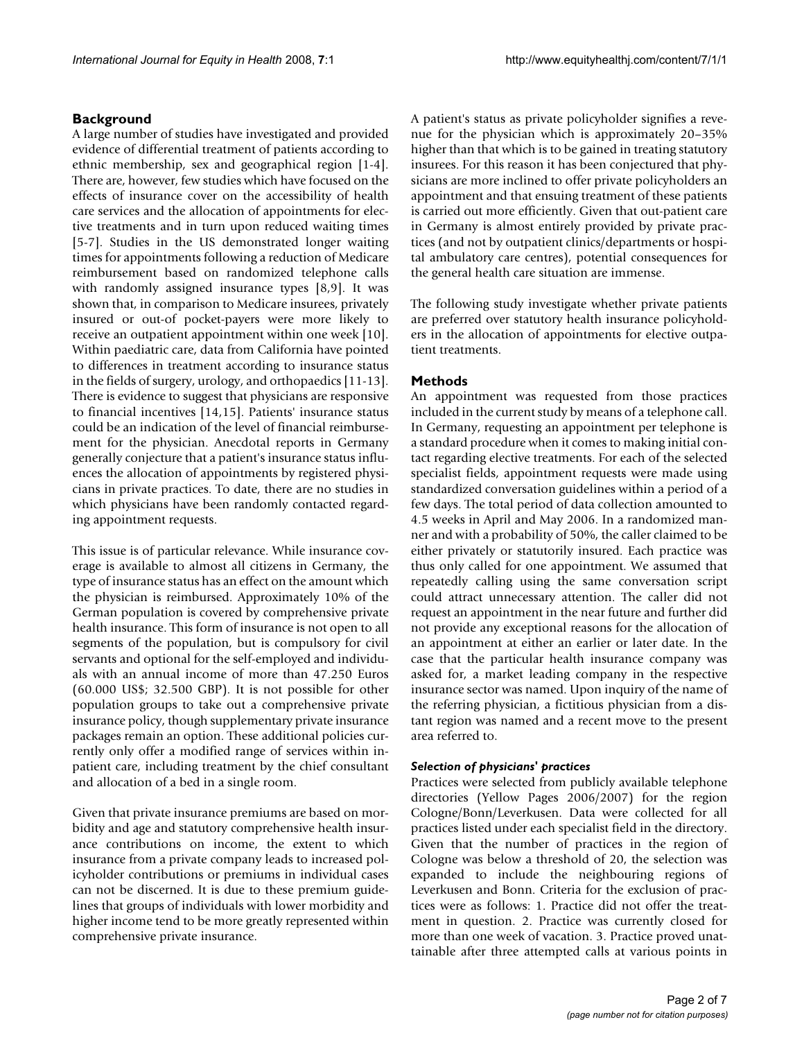## Background

A large number of studies have investigated and provided evidence of differential treatment of patients according to ethnic membership, sex and geographical region [1-4]. There are, however, few studies which have focused on the effects of insurance cover on the accessibility of health care services and the allocation of appointments for elective treatments and in turn upon reduced waiting times [5-7]. Studies in the US demonstrated longer waiting times for appointments following a reduction of Medicare reimbursement based on randomized telephone calls with randomly assigned insurance types [8,9]. It was shown that, in comparison to Medicare insurees, privately insured or out-of pocket-payers were more likely to receive an outpatient appointment within one week [10]. Within paediatric care, data from California have pointed to differences in treatment according to insurance status in the fields of surgery, urology, and orthopaedics [11-13]. There is evidence to suggest that physicians are responsive to financial incentives [14,15]. Patients' insurance status could be an indication of the level of financial reimbursement for the physician. Anecdotal reports in Germany generally conjecture that a patient's insurance status influences the allocation of appointments by registered physicians in private practices. To date, there are no studies in which physicians have been randomly contacted regarding appointment requests.

This issue is of particular relevance. While insurance coverage is available to almost all citizens in Germany, the type of insurance status has an effect on the amount which the physician is reimbursed. Approximately 10% of the German population is covered by comprehensive private health insurance. This form of insurance is not open to all segments of the population, but is compulsory for civil servants and optional for the self-employed and individuals with an annual income of more than 47.250 Euros (60.000 US$; 32.500 GBP). It is not possible for other population groups to take out a comprehensive private insurance policy, though supplementary private insurance packages remain an option. These additional policies currently only offer a modified range of services within in-patient care, including treatment by the chief consultant and allocation of a bed in a single room.

Given that private insurance premiums are based on morbidity and age and statutory comprehensive health insurance contributions on income, the extent to which insurance from a private company leads to increased policyholder contributions or premiums in individual cases can not be discerned. It is due to these premium guidelines that groups of individuals with lower morbidity and higher income tend to be more greatly represented within comprehensive private insurance.

A patient's status as private policyholder signifies a revenue for the physician which is approximately 20–35% higher than that which is to be gained in treating statutory insurees. For this reason it has been conjectured that physicians are more inclined to offer private policyholders an appointment and that ensuing treatment of these patients is carried out more efficiently. Given that out-patient care in Germany is almost entirely provided by private practices (and not by outpatient clinics/departments or hospital ambulatory care centres), potential consequences for the general health care situation are immense.

The following study investigate whether private patients are preferred over statutory health insurance policyholders in the allocation of appointments for elective outpatient treatments.

## Methods

An appointment was requested from those practices included in the current study by means of a telephone call. In Germany, requesting an appointment per telephone is a standard procedure when it comes to making initial contact regarding elective treatments. For each of the selected specialist fields, appointment requests were made using standardized conversation guidelines within a period of a few days. The total period of data collection amounted to 4.5 weeks in April and May 2006. In a randomized manner and with a probability of 50%, the caller claimed to be either privately or statutorily insured. Each practice was thus only called for one appointment. We assumed that repeatedly calling using the same conversation script could attract unnecessary attention. The caller did not request an appointment in the near future and further did not provide any exceptional reasons for the allocation of an appointment at either an earlier or later date. In the case that the particular health insurance company was asked for, a market leading company in the respective insurance sector was named. Upon inquiry of the name of the referring physician, a fictitious physician from a distant region was named and a recent move to the present area referred to.

### *Selection of physicians' practices*

Practices were selected from publicly available telephone directories (Yellow Pages 2006/2007) for the region Cologne/Bonn/Leverkusen. Data were collected for all practices listed under each specialist field in the directory. Given that the number of practices in the region of Cologne was below a threshold of 20, the selection was expanded to include the neighbouring regions of Leverkusen and Bonn. Criteria for the exclusion of practices were as follows: 1. Practice did not offer the treatment in question. 2. Practice was currently closed for more than one week of vacation. 3. Practice proved unattainable after three attempted calls at various points in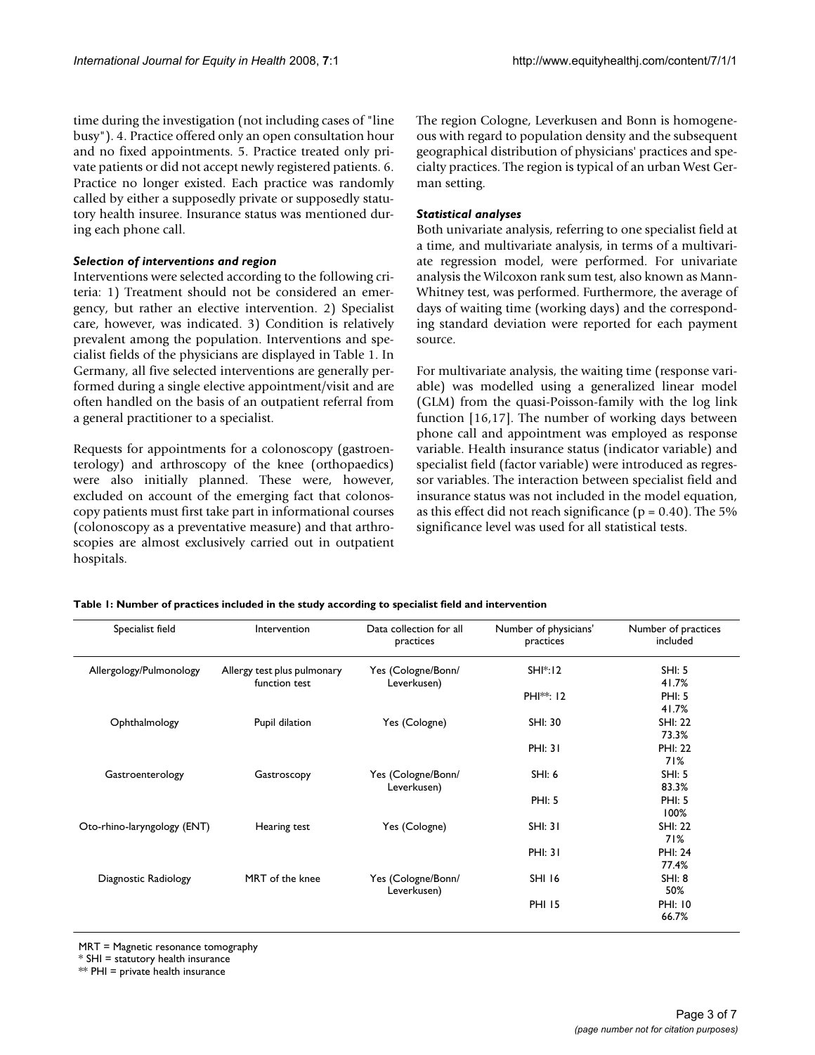time during the investigation (not including cases of "line busy"). 4. Practice offered only an open consultation hour and no fixed appointments. 5. Practice treated only private patients or did not accept newly registered patients. 6. Practice no longer existed. Each practice was randomly called by either a supposedly private or supposedly statutory health insuree. Insurance status was mentioned during each phone call.

### *Selection of interventions and region*

Interventions were selected according to the following criteria: 1) Treatment should not be considered an emergency, but rather an elective intervention. 2) Specialist care, however, was indicated. 3) Condition is relatively prevalent among the population. Interventions and specialist fields of the physicians are displayed in Table 1. In Germany, all five selected interventions are generally performed during a single elective appointment/visit and are often handled on the basis of an outpatient referral from a general practitioner to a specialist.

Requests for appointments for a colonoscopy (gastroenterology) and arthroscopy of the knee (orthopaedics) were also initially planned. These were, however, excluded on account of the emerging fact that colonoscopy patients must first take part in informational courses (colonoscopy as a preventative measure) and that arthroscopies are almost exclusively carried out in outpatient hospitals.

The region Cologne, Leverkusen and Bonn is homogeneous with regard to population density and the subsequent geographical distribution of physicians' practices and specialty practices. The region is typical of an urban West German setting.

### *Statistical analyses*

Both univariate analysis, referring to one specialist field at a time, and multivariate analysis, in terms of a multivariate regression model, were performed. For univariate analysis the Wilcoxon rank sum test, also known as Mann-Whitney test, was performed. Furthermore, the average of days of waiting time (working days) and the corresponding standard deviation were reported for each payment source.

For multivariate analysis, the waiting time (response variable) was modelled using a generalized linear model (GLM) from the quasi-Poisson-family with the log link function [16,17]. The number of working days between phone call and appointment was employed as response variable. Health insurance status (indicator variable) and specialist field (factor variable) were introduced as regressor variables. The interaction between specialist field and insurance status was not included in the model equation, as this effect did not reach significance ($p = 0.40$). The 5% significance level was used for all statistical tests.

**Table 1: Number of practices included in the study according to specialist field and intervention**

| Specialist field | Intervention | Data collection for all practices | Number of physicians' practices | Number of practices included |
|---|---|---|---|---|
| Allergology/Pulmonology | Allergy test plus pulmonary function test | Yes (Cologne/Bonn/ Leverkusen) | SHI*:12 | SHI: 5 41.7% |
| | | | PHI**: 12 | PHI: 5 41.7% |
| Ophthalmology | Pupil dilation | Yes (Cologne) | SHI: 30 | SHI: 22 73.3% |
| | | | PHI: 31 | PHI: 22 71% |
| Gastroenterology | Gastroscopy | Yes (Cologne/Bonn/ Leverkusen) | SHI: 6 | SHI: 5 83.3% |
| | | | PHI: 5 | PHI: 5 100% |
| Oto-rhino-laryngology (ENT) | Hearing test | Yes (Cologne) | SHI: 31 | SHI: 22 71% |
| | | | PHI: 31 | PHI: 24 77.4% |
| Diagnostic Radiology | MRT of the knee | Yes (Cologne/Bonn/ Leverkusen) | SHI 16 | SHI: 8 50% |
| | | | PHI 15 | PHI: 10 66.7% |

MRT = Magnetic resonance tomography
* SHI = statutory health insurance
** PHI = private health insurance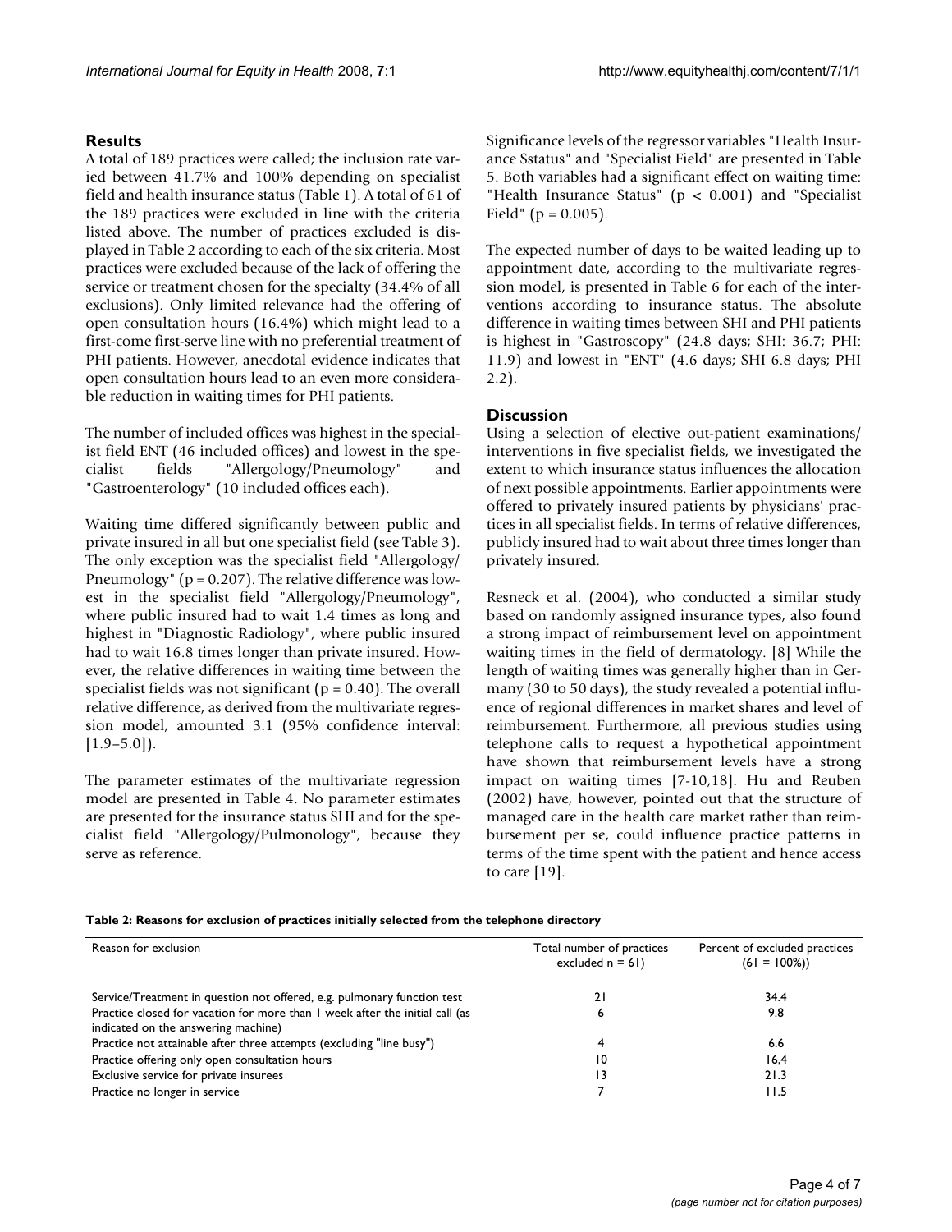## Results

A total of 189 practices were called; the inclusion rate varied between 41.7% and 100% depending on specialist field and health insurance status (Table 1). A total of 61 of the 189 practices were excluded in line with the criteria listed above. The number of practices excluded is displayed in Table 2 according to each of the six criteria. Most practices were excluded because of the lack of offering the service or treatment chosen for the specialty (34.4% of all exclusions). Only limited relevance had the offering of open consultation hours (16.4%) which might lead to a first-come first-serve line with no preferential treatment of PHI patients. However, anecdotal evidence indicates that open consultation hours lead to an even more considerable reduction in waiting times for PHI patients.

The number of included offices was highest in the specialist field ENT (46 included offices) and lowest in the specialist fields "Allergology/Pneumology" and "Gastroenterology" (10 included offices each).

Waiting time differed significantly between public and private insured in all but one specialist field (see Table 3). The only exception was the specialist field "Allergology/Pneumology" ($p = 0.207$). The relative difference was lowest in the specialist field "Allergology/Pneumology", where public insured had to wait 1.4 times as long and highest in "Diagnostic Radiology", where public insured had to wait 16.8 times longer than private insured. However, the relative differences in waiting time between the specialist fields was not significant ($p = 0.40$). The overall relative difference, as derived from the multivariate regression model, amounted 3.1 (95% confidence interval: [1.9–5.0]).

The parameter estimates of the multivariate regression model are presented in Table 4. No parameter estimates are presented for the insurance status SHI and for the specialist field "Allergology/Pulmonology", because they serve as reference.

Significance levels of the regressor variables "Health Insurance Sstatus" and "Specialist Field" are presented in Table 5. Both variables had a significant effect on waiting time: "Health Insurance Status" ($p < 0.001$) and "Specialist Field" ($p = 0.005$).

The expected number of days to be waited leading up to appointment date, according to the multivariate regression model, is presented in Table 6 for each of the interventions according to insurance status. The absolute difference in waiting times between SHI and PHI patients is highest in "Gastroscopy" (24.8 days; SHI: 36.7; PHI: 11.9) and lowest in "ENT" (4.6 days; SHI 6.8 days; PHI 2.2).

## Discussion

Using a selection of elective out-patient examinations/interventions in five specialist fields, we investigated the extent to which insurance status influences the allocation of next possible appointments. Earlier appointments were offered to privately insured patients by physicians' practices in all specialist fields. In terms of relative differences, publicly insured had to wait about three times longer than privately insured.

Resneck et al. (2004), who conducted a similar study based on randomly assigned insurance types, also found a strong impact of reimbursement level on appointment waiting times in the field of dermatology. [8] While the length of waiting times was generally higher than in Germany (30 to 50 days), the study revealed a potential influence of regional differences in market shares and level of reimbursement. Furthermore, all previous studies using telephone calls to request a hypothetical appointment have shown that reimbursement levels have a strong impact on waiting times [7-10,18]. Hu and Reuben (2002) have, however, pointed out that the structure of managed care in the health care market rather than reimbursement per se, could influence practice patterns in terms of the time spent with the patient and hence access to care [19].

**Table 2: Reasons for exclusion of practices initially selected from the telephone directory**

| Reason for exclusion | Total number of practices excluded n = 61) | Percent of excluded practices (61 = 100%)) |
|---|---|---|
| Service/Treatment in question not offered, e.g. pulmonary function test | 21 | 34.4 |
| Practice closed for vacation for more than 1 week after the initial call (as indicated on the answering machine) | 6 | 9.8 |
| Practice not attainable after three attempts (excluding "line busy") | 4 | 6.6 |
| Practice offering only open consultation hours | 10 | 16,4 |
| Exclusive service for private insurees | 13 | 21.3 |
| Practice no longer in service | 7 | 11.5 |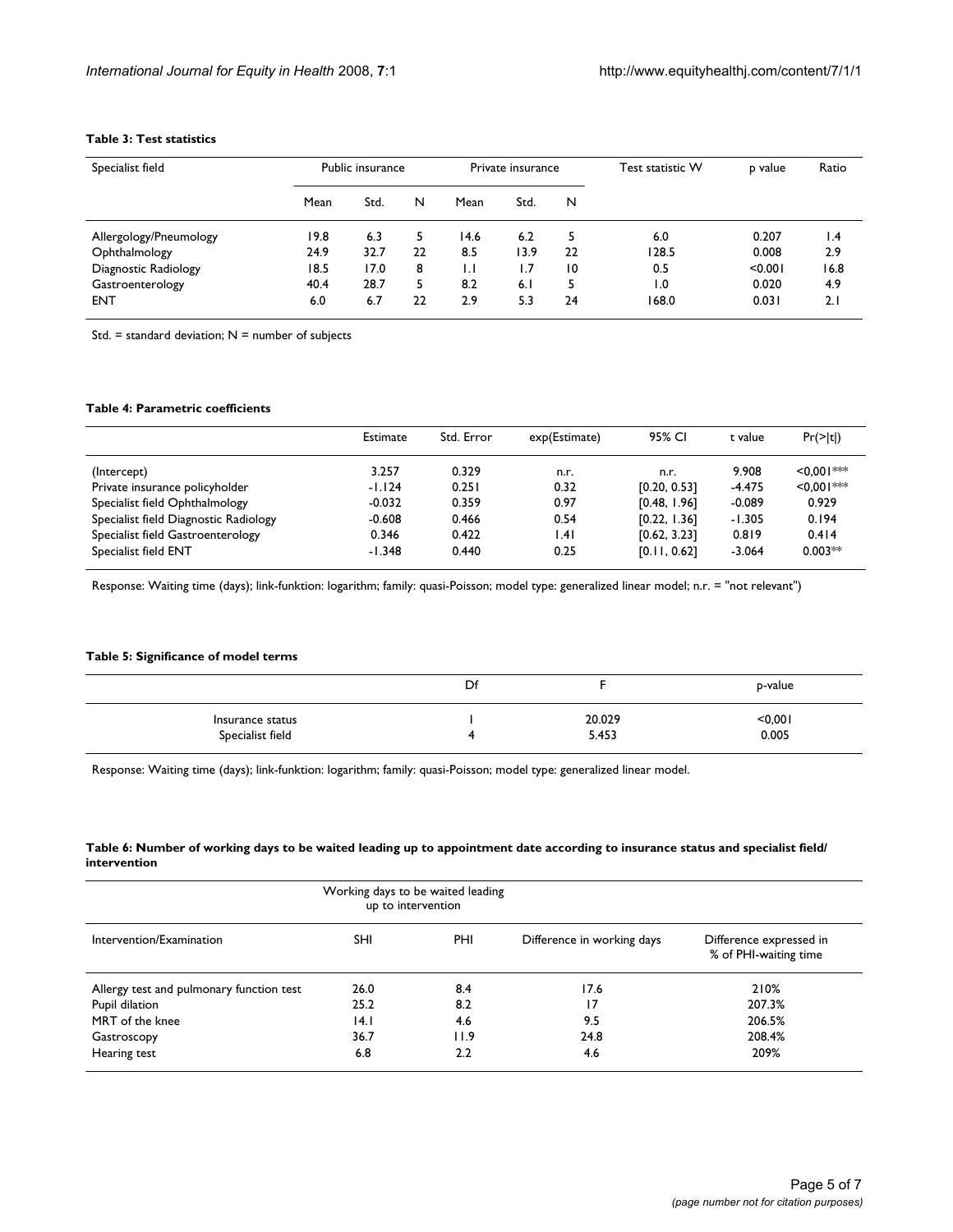**Table 3: Test statistics**

| Specialist field | Public insurance | | | Private insurance | | | Test statistic W | p value | Ratio |
|---|---|---|---|---|---|---|---|---|---|
| | Mean | Std. | N | Mean | Std. | N | | | |
| Allergology/Pneumology | 19.8 | 6.3 | 5 | 14.6 | 6.2 | 5 | 6.0 | 0.207 | 1.4 |
| Ophthalmology | 24.9 | 32.7 | 22 | 8.5 | 13.9 | 22 | 128.5 | 0.008 | 2.9 |
| Diagnostic Radiology | 18.5 | 17.0 | 8 | 1.1 | 1.7 | 10 | 0.5 | <0.001 | 16.8 |
| Gastroenterology | 40.4 | 28.7 | 5 | 8.2 | 6.1 | 5 | 1.0 | 0.020 | 4.9 |
| ENT | 6.0 | 6.7 | 22 | 2.9 | 5.3 | 24 | 168.0 | 0.031 | 2.1 |

Std. = standard deviation; N = number of subjects

**Table 4: Parametric coefficients**

| | Estimate | Std. Error | exp(Estimate) | 95% CI | t value | Pr(>\|t\|) |
|---|---|---|---|---|---|---|
| (Intercept) | 3.257 | 0.329 | n.r. | n.r. | 9.908 | <0,001*** |
| Private insurance policyholder | -1.124 | 0.251 | 0.32 | [0.20, 0.53] | -4.475 | <0,001*** |
| Specialist field Ophthalmology | -0.032 | 0.359 | 0.97 | [0.48, 1.96] | -0.089 | 0.929 |
| Specialist field Diagnostic Radiology | -0.608 | 0.466 | 0.54 | [0.22, 1.36] | -1.305 | 0.194 |
| Specialist field Gastroenterology | 0.346 | 0.422 | 1.41 | [0.62, 3.23] | 0.819 | 0.414 |
| Specialist field ENT | -1.348 | 0.440 | 0.25 | [0.11, 0.62] | -3.064 | 0.003** |

Response: Waiting time (days); link-funktion: logarithm; family: quasi-Poisson; model type: generalized linear model; n.r. = "not relevant")

**Table 5: Significance of model terms**

| | Df | F | p-value |
|---|---|---|---|
| Insurance status | 1 | 20.029 | <0,001 |
| Specialist field | 4 | 5.453 | 0.005 |

Response: Waiting time (days); link-funktion: logarithm; family: quasi-Poisson; model type: generalized linear model.

**Table 6: Number of working days to be waited leading up to appointment date according to insurance status and specialist field/intervention**

| | Working days to be waited leading up to intervention | | | |
|---|---|---|---|---|
| Intervention/Examination | SHI | PHI | Difference in working days | Difference expressed in % of PHI-waiting time |
| Allergy test and pulmonary function test | 26.0 | 8.4 | 17.6 | 210% |
| Pupil dilation | 25.2 | 8.2 | 17 | 207.3% |
| MRT of the knee | 14.1 | 4.6 | 9.5 | 206.5% |
| Gastroscopy | 36.7 | 11.9 | 24.8 | 208.4% |
| Hearing test | 6.8 | 2.2 | 4.6 | 209% |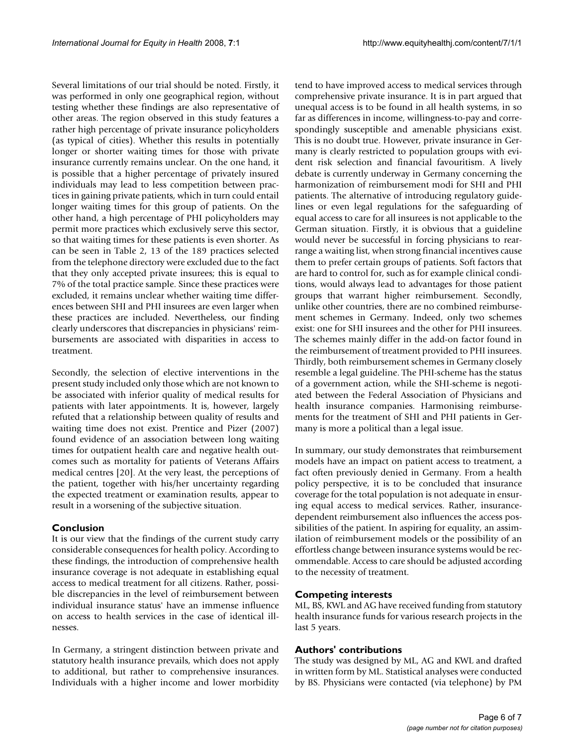Several limitations of our trial should be noted. Firstly, it was performed in only one geographical region, without testing whether these findings are also representative of other areas. The region observed in this study features a rather high percentage of private insurance policyholders (as typical of cities). Whether this results in potentially longer or shorter waiting times for those with private insurance currently remains unclear. On the one hand, it is possible that a higher percentage of privately insured individuals may lead to less competition between practices in gaining private patients, which in turn could entail longer waiting times for this group of patients. On the other hand, a high percentage of PHI policyholders may permit more practices which exclusively serve this sector, so that waiting times for these patients is even shorter. As can be seen in Table 2, 13 of the 189 practices selected from the telephone directory were excluded due to the fact that they only accepted private insurees; this is equal to 7% of the total practice sample. Since these practices were excluded, it remains unclear whether waiting time differences between SHI and PHI insurees are even larger when these practices are included. Nevertheless, our finding clearly underscores that discrepancies in physicians' reimbursements are associated with disparities in access to treatment.

Secondly, the selection of elective interventions in the present study included only those which are not known to be associated with inferior quality of medical results for patients with later appointments. It is, however, largely refuted that a relationship between quality of results and waiting time does not exist. Prentice and Pizer (2007) found evidence of an association between long waiting times for outpatient health care and negative health outcomes such as mortality for patients of Veterans Affairs medical centres [20]. At the very least, the perceptions of the patient, together with his/her uncertainty regarding the expected treatment or examination results, appear to result in a worsening of the subjective situation.

## Conclusion

It is our view that the findings of the current study carry considerable consequences for health policy. According to these findings, the introduction of comprehensive health insurance coverage is not adequate in establishing equal access to medical treatment for all citizens. Rather, possible discrepancies in the level of reimbursement between individual insurance status' have an immense influence on access to health services in the case of identical illnesses.

In Germany, a stringent distinction between private and statutory health insurance prevails, which does not apply to additional, but rather to comprehensive insurances. Individuals with a higher income and lower morbidity tend to have improved access to medical services through comprehensive private insurance. It is in part argued that unequal access is to be found in all health systems, in so far as differences in income, willingness-to-pay and correspondingly susceptible and amenable physicians exist. This is no doubt true. However, private insurance in Germany is clearly restricted to population groups with evident risk selection and financial favouritism. A lively debate is currently underway in Germany concerning the harmonization of reimbursement modi for SHI and PHI patients. The alternative of introducing regulatory guidelines or even legal regulations for the safeguarding of equal access to care for all insurees is not applicable to the German situation. Firstly, it is obvious that a guideline would never be successful in forcing physicians to rearrange a waiting list, when strong financial incentives cause them to prefer certain groups of patients. Soft factors that are hard to control for, such as for example clinical conditions, would always lead to advantages for those patient groups that warrant higher reimbursement. Secondly, unlike other countries, there are no combined reimbursement schemes in Germany. Indeed, only two schemes exist: one for SHI insurees and the other for PHI insurees. The schemes mainly differ in the add-on factor found in the reimbursement of treatment provided to PHI insurees. Thirdly, both reimbursement schemes in Germany closely resemble a legal guideline. The PHI-scheme has the status of a government action, while the SHI-scheme is negotiated between the Federal Association of Physicians and health insurance companies. Harmonising reimbursements for the treatment of SHI and PHI patients in Germany is more a political than a legal issue.

In summary, our study demonstrates that reimbursement models have an impact on patient access to treatment, a fact often previously denied in Germany. From a health policy perspective, it is to be concluded that insurance coverage for the total population is not adequate in ensuring equal access to medical services. Rather, insurance-dependent reimbursement also influences the access possibilities of the patient. In aspiring for equality, an assimilation of reimbursement models or the possibility of an effortless change between insurance systems would be recommendable. Access to care should be adjusted according to the necessity of treatment.

## Competing interests

ML, BS, KWL and AG have received funding from statutory health insurance funds for various research projects in the last 5 years.

## Authors' contributions

The study was designed by ML, AG and KWL and drafted in written form by ML. Statistical analyses were conducted by BS. Physicians were contacted (via telephone) by PM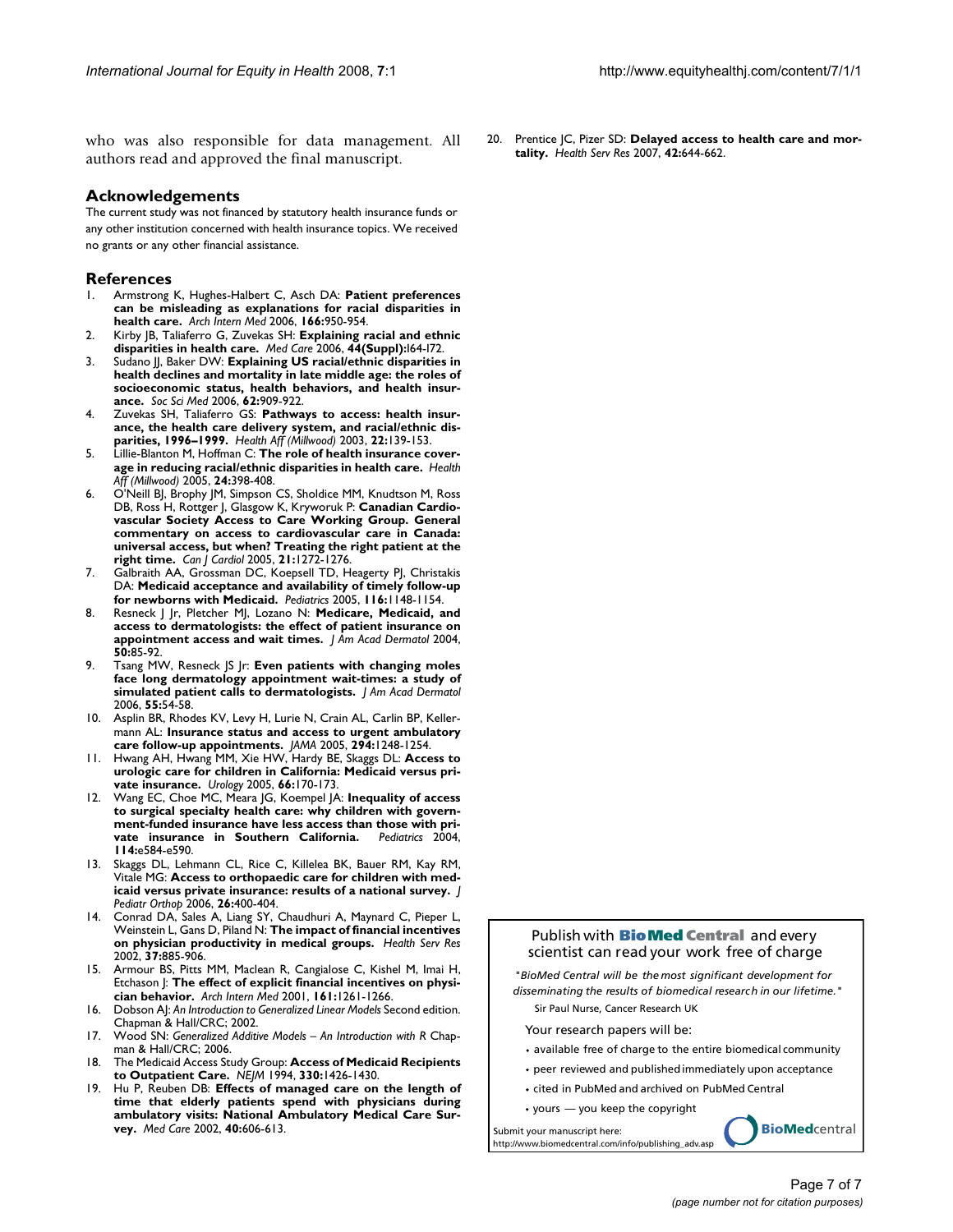who was also responsible for data management. All authors read and approved the final manuscript.

## Acknowledgements

The current study was not financed by statutory health insurance funds or any other institution concerned with health insurance topics. We received no grants or any other financial assistance.

## References

1. Armstrong K, Hughes-Halbert C, Asch DA: **Patient preferences can be misleading as explanations for racial disparities in health care.** *Arch Intern Med* 2006, **166:**950-954.
2. Kirby JB, Taliaferro G, Zuvekas SH: **Explaining racial and ethnic disparities in health care.** *Med Care* 2006, **44(Suppl):**I64-I72.
3. Sudano JJ, Baker DW: **Explaining US racial/ethnic disparities in health declines and mortality in late middle age: the roles of socioeconomic status, health behaviors, and health insurance.** *Soc Sci Med* 2006, **62:**909-922.
4. Zuvekas SH, Taliaferro GS: **Pathways to access: health insurance, the health care delivery system, and racial/ethnic disparities, 1996–1999.** *Health Aff (Millwood)* 2003, **22:**139-153.
5. Lillie-Blanton M, Hoffman C: **The role of health insurance coverage in reducing racial/ethnic disparities in health care.** *Health Aff (Millwood)* 2005, **24:**398-408.
6. O'Neill BJ, Brophy JM, Simpson CS, Sholdice MM, Knudtson M, Ross DB, Ross H, Rottger J, Glasgow K, Kryworuk P: **Canadian Cardiovascular Society Access to Care Working Group. General commentary on access to cardiovascular care in Canada: universal access, but when? Treating the right patient at the right time.** *Can J Cardiol* 2005, **21:**1272-1276.
7. Galbraith AA, Grossman DC, Koepsell TD, Heagerty PJ, Christakis DA: **Medicaid acceptance and availability of timely follow-up for newborns with Medicaid.** *Pediatrics* 2005, **116:**1148-1154.
8. Resneck J Jr, Pletcher MJ, Lozano N: **Medicare, Medicaid, and access to dermatologists: the effect of patient insurance on appointment access and wait times.** *J Am Acad Dermatol* 2004, **50:**85-92.
9. Tsang MW, Resneck JS Jr: **Even patients with changing moles face long dermatology appointment wait-times: a study of simulated patient calls to dermatologists.** *J Am Acad Dermatol* 2006, **55:**54-58.
10. Asplin BR, Rhodes KV, Levy H, Lurie N, Crain AL, Carlin BP, Kellermann AL: **Insurance status and access to urgent ambulatory care follow-up appointments.** *JAMA* 2005, **294:**1248-1254.
11. Hwang AH, Hwang MM, Xie HW, Hardy BE, Skaggs DL: **Access to urologic care for children in California: Medicaid versus private insurance.** *Urology* 2005, **66:**170-173.
12. Wang EC, Choe MC, Meara JG, Koempel JA: **Inequality of access to surgical specialty health care: why children with government-funded insurance have less access than those with private insurance in Southern California.** *Pediatrics* 2004, **114:**e584-e590.
13. Skaggs DL, Lehmann CL, Rice C, Killelea BK, Bauer RM, Kay RM, Vitale MG: **Access to orthopaedic care for children with medicaid versus private insurance: results of a national survey.** *J Pediatr Orthop* 2006, **26:**400-404.
14. Conrad DA, Sales A, Liang SY, Chaudhuri A, Maynard C, Pieper L, Weinstein L, Gans D, Piland N: **The impact of financial incentives on physician productivity in medical groups.** *Health Serv Res* 2002, **37:**885-906.
15. Armour BS, Pitts MM, Maclean R, Cangialose C, Kishel M, Imai H, Etchason J: **The effect of explicit financial incentives on physician behavior.** *Arch Intern Med* 2001, **161:**1261-1266.
16. Dobson AJ: *An Introduction to Generalized Linear Models* Second edition. Chapman & Hall/CRC; 2002.
17. Wood SN: *Generalized Additive Models – An Introduction with R* Chapman & Hall/CRC; 2006.
18. The Medicaid Access Study Group: **Access of Medicaid Recipients to Outpatient Care.** *NEJM* 1994, **330:**1426-1430.
19. Hu P, Reuben DB: **Effects of managed care on the length of time that elderly patients spend with physicians during ambulatory visits: National Ambulatory Medical Care Survey.** *Med Care* 2002, **40:**606-613.
20. Prentice JC, Pizer SD: **Delayed access to health care and mortality.** *Health Serv Res* 2007, **42:**644-662.

Publish with **BioMed Central** and every scientist can read your work free of charge

*"BioMed Central will be the most significant development for disseminating the results of biomedical research in our lifetime."*

Sir Paul Nurse, Cancer Research UK

Your research papers will be:

- available free of charge to the entire biomedical community
- peer reviewed and published immediately upon acceptance
- cited in PubMed and archived on PubMed Central
- yours — you keep the copyright

Submit your manuscript here:
http://www.biomedcentral.com/info/publishing_adv.asp

BioMedcentral